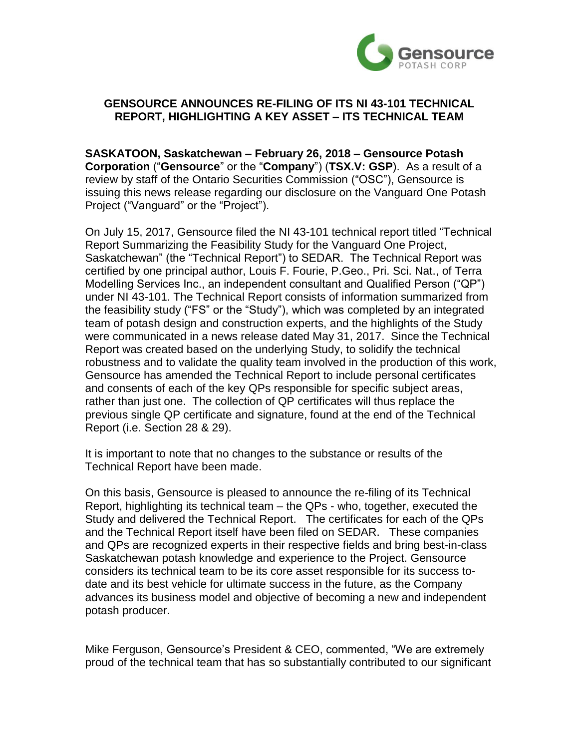# GENSOURCE ANNOUNCES RE-FILING OF ITS NI 43-101 TECHNICAL REPORT, HIGHLIGHTING A KEY ASSET – ITS TECHNICAL TEAM

**SASKATOON, Saskatchewan – February 26, 2018 – Gensource Potash Corporation** ("**Gensource**" or the "**Company**") (**TSX.V: GSP**). As a result of a review by staff of the Ontario Securities Commission ("OSC"), Gensource is issuing this news release regarding our disclosure on the Vanguard One Potash Project ("Vanguard" or the "Project").

On July 15, 2017, Gensource filed the NI 43-101 technical report titled "Technical Report Summarizing the Feasibility Study for the Vanguard One Project, Saskatchewan" (the "Technical Report") to SEDAR. The Technical Report was certified by one principal author, Louis F. Fourie, P.Geo., Pri. Sci. Nat., of Terra Modelling Services Inc., an independent consultant and Qualified Person ("QP") under NI 43-101. The Technical Report consists of information summarized from the feasibility study ("FS" or the "Study"), which was completed by an integrated team of potash design and construction experts, and the highlights of the Study were communicated in a news release dated May 31, 2017. Since the Technical Report was created based on the underlying Study, to solidify the technical robustness and to validate the quality team involved in the production of this work, Gensource has amended the Technical Report to include personal certificates and consents of each of the key QPs responsible for specific subject areas, rather than just one. The collection of QP certificates will thus replace the previous single QP certificate and signature, found at the end of the Technical Report (i.e. Section 28 & 29).

It is important to note that no changes to the substance or results of the Technical Report have been made.

On this basis, Gensource is pleased to announce the re-filing of its Technical Report, highlighting its technical team – the QPs - who, together, executed the Study and delivered the Technical Report. The certificates for each of the QPs and the Technical Report itself have been filed on SEDAR. These companies and QPs are recognized experts in their respective fields and bring best-in-class Saskatchewan potash knowledge and experience to the Project. Gensource considers its technical team to be its core asset responsible for its success to-date and its best vehicle for ultimate success in the future, as the Company advances its business model and objective of becoming a new and independent potash producer.

Mike Ferguson, Gensource's President & CEO, commented, "We are extremely proud of the technical team that has so substantially contributed to our significant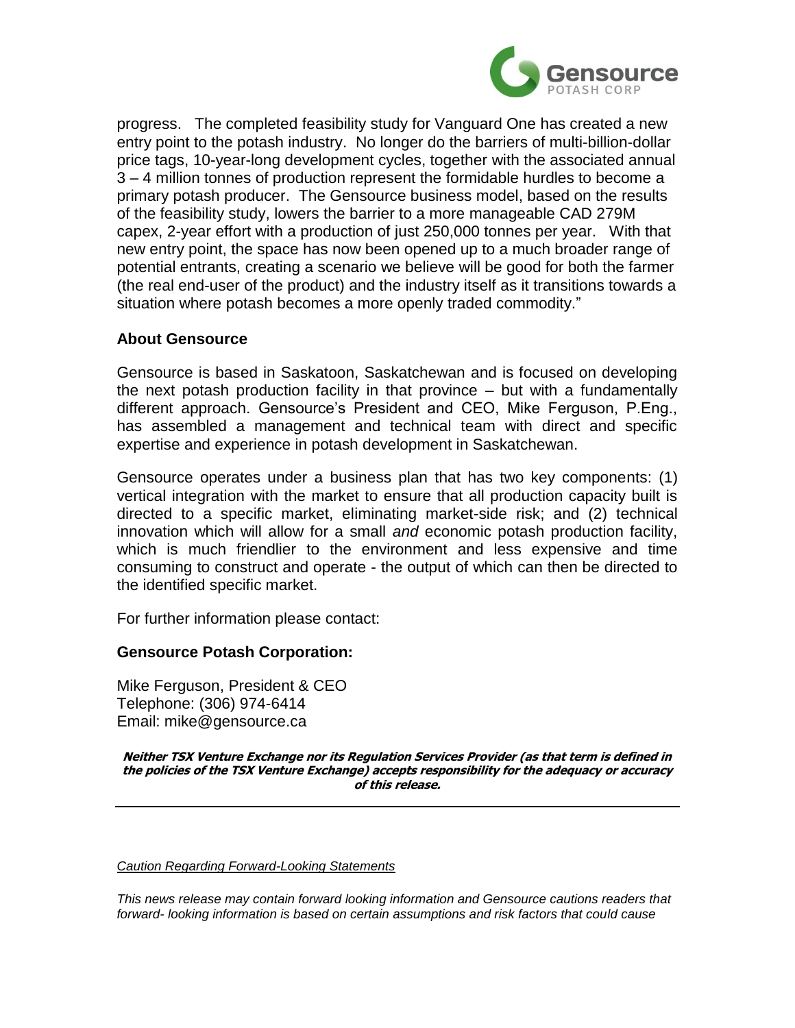progress. The completed feasibility study for Vanguard One has created a new entry point to the potash industry. No longer do the barriers of multi-billion-dollar price tags, 10-year-long development cycles, together with the associated annual 3 – 4 million tonnes of production represent the formidable hurdles to become a primary potash producer. The Gensource business model, based on the results of the feasibility study, lowers the barrier to a more manageable CAD 279M capex, 2-year effort with a production of just 250,000 tonnes per year. With that new entry point, the space has now been opened up to a much broader range of potential entrants, creating a scenario we believe will be good for both the farmer (the real end-user of the product) and the industry itself as it transitions towards a situation where potash becomes a more openly traded commodity."

**About Gensource**

Gensource is based in Saskatoon, Saskatchewan and is focused on developing the next potash production facility in that province – but with a fundamentally different approach. Gensource's President and CEO, Mike Ferguson, P.Eng., has assembled a management and technical team with direct and specific expertise and experience in potash development in Saskatchewan.

Gensource operates under a business plan that has two key components: (1) vertical integration with the market to ensure that all production capacity built is directed to a specific market, eliminating market-side risk; and (2) technical innovation which will allow for a small *and* economic potash production facility, which is much friendlier to the environment and less expensive and time consuming to construct and operate - the output of which can then be directed to the identified specific market.

For further information please contact:

**Gensource Potash Corporation:**

Mike Ferguson, President & CEO
Telephone: (306) 974-6414
Email: mike@gensource.ca

***Neither TSX Venture Exchange nor its Regulation Services Provider (as that term is defined in the policies of the TSX Venture Exchange) accepts responsibility for the adequacy or accuracy of this release.***

---

*Caution Regarding Forward-Looking Statements*

*This news release may contain forward looking information and Gensource cautions readers that forward- looking information is based on certain assumptions and risk factors that could cause*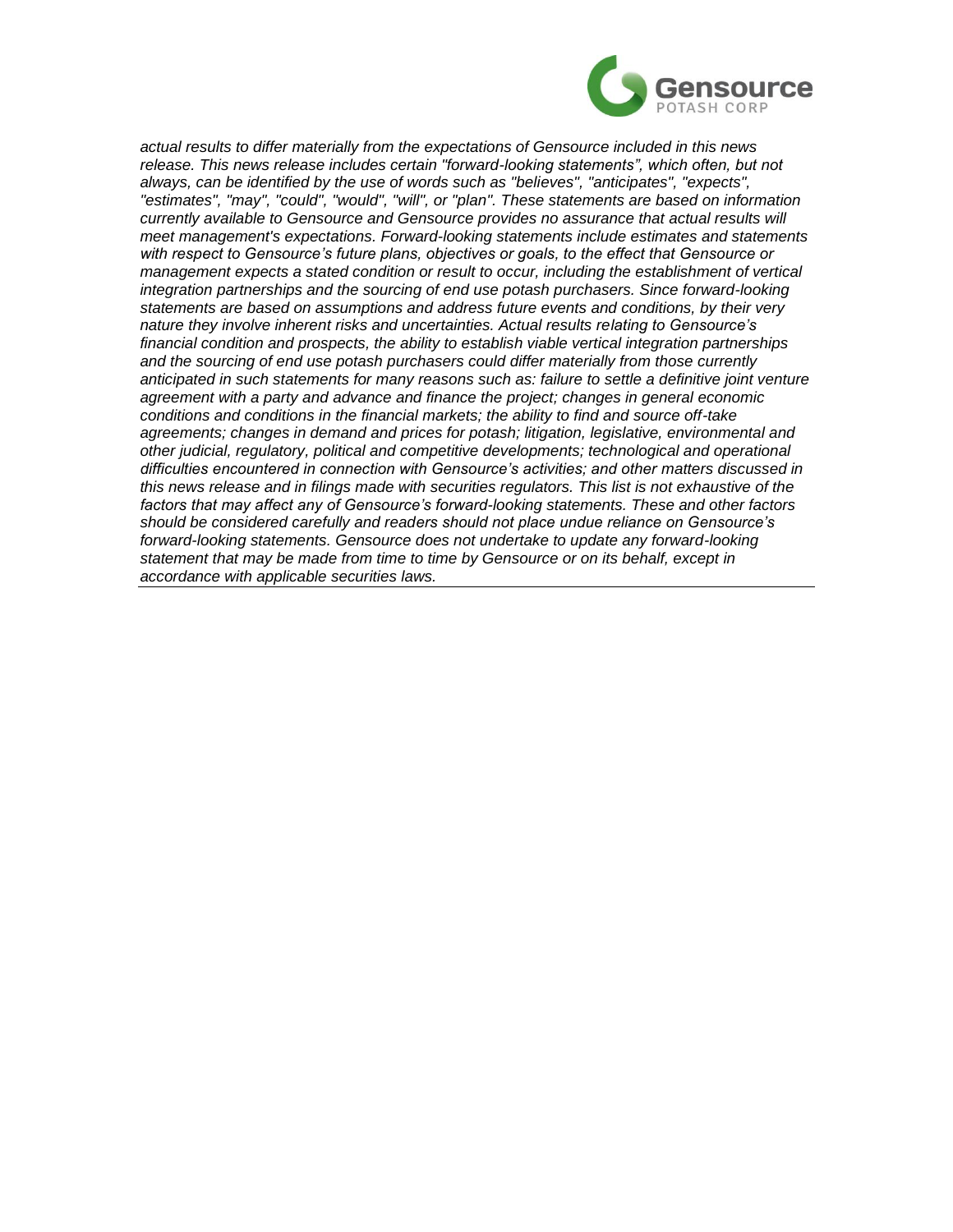*actual results to differ materially from the expectations of Gensource included in this news release. This news release includes certain "forward-looking statements", which often, but not always, can be identified by the use of words such as "believes", "anticipates", "expects", "estimates", "may", "could", "would", "will", or "plan". These statements are based on information currently available to Gensource and Gensource provides no assurance that actual results will meet management's expectations. Forward-looking statements include estimates and statements with respect to Gensource's future plans, objectives or goals, to the effect that Gensource or management expects a stated condition or result to occur, including the establishment of vertical integration partnerships and the sourcing of end use potash purchasers. Since forward-looking statements are based on assumptions and address future events and conditions, by their very nature they involve inherent risks and uncertainties. Actual results relating to Gensource's financial condition and prospects, the ability to establish viable vertical integration partnerships and the sourcing of end use potash purchasers could differ materially from those currently anticipated in such statements for many reasons such as: failure to settle a definitive joint venture agreement with a party and advance and finance the project; changes in general economic conditions and conditions in the financial markets; the ability to find and source off-take agreements; changes in demand and prices for potash; litigation, legislative, environmental and other judicial, regulatory, political and competitive developments; technological and operational difficulties encountered in connection with Gensource's activities; and other matters discussed in this news release and in filings made with securities regulators. This list is not exhaustive of the factors that may affect any of Gensource's forward-looking statements. These and other factors should be considered carefully and readers should not place undue reliance on Gensource's forward-looking statements. Gensource does not undertake to update any forward-looking statement that may be made from time to time by Gensource or on its behalf, except in accordance with applicable securities laws.*